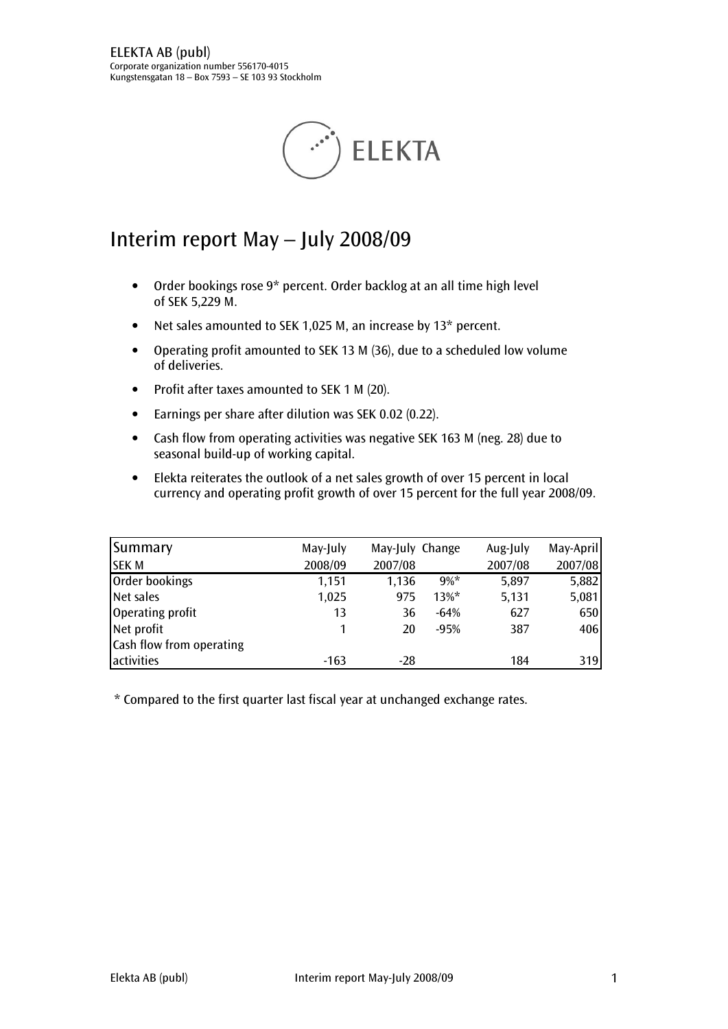ELEKTA AB (publ)
Corporate organization number 556170-4015
Kungstensgatan 18 – Box 7593 – SE 103 93 Stockholm

# Interim report May – July 2008/09

- Order bookings rose 9* percent. Order backlog at an all time high level of SEK 5,229 M.
- Net sales amounted to SEK 1,025 M, an increase by 13* percent.
- Operating profit amounted to SEK 13 M (36), due to a scheduled low volume of deliveries.
- Profit after taxes amounted to SEK 1 M (20).
- Earnings per share after dilution was SEK 0.02 (0.22).
- Cash flow from operating activities was negative SEK 163 M (neg. 28) due to seasonal build-up of working capital.
- Elekta reiterates the outlook of a net sales growth of over 15 percent in local currency and operating profit growth of over 15 percent for the full year 2008/09.

| Summary | May-July | May-July | Change | Aug-July | May-April |
|---|---|---|---|---|---|
| SEK M | 2008/09 | 2007/08 | | 2007/08 | 2007/08 |
| Order bookings | 1,151 | 1,136 | 9%* | 5,897 | 5,882 |
| Net sales | 1,025 | 975 | 13%* | 5,131 | 5,081 |
| Operating profit | 13 | 36 | -64% | 627 | 650 |
| Net profit | 1 | 20 | -95% | 387 | 406 |
| Cash flow from operating activities | -163 | -28 | | 184 | 319 |

* Compared to the first quarter last fiscal year at unchanged exchange rates.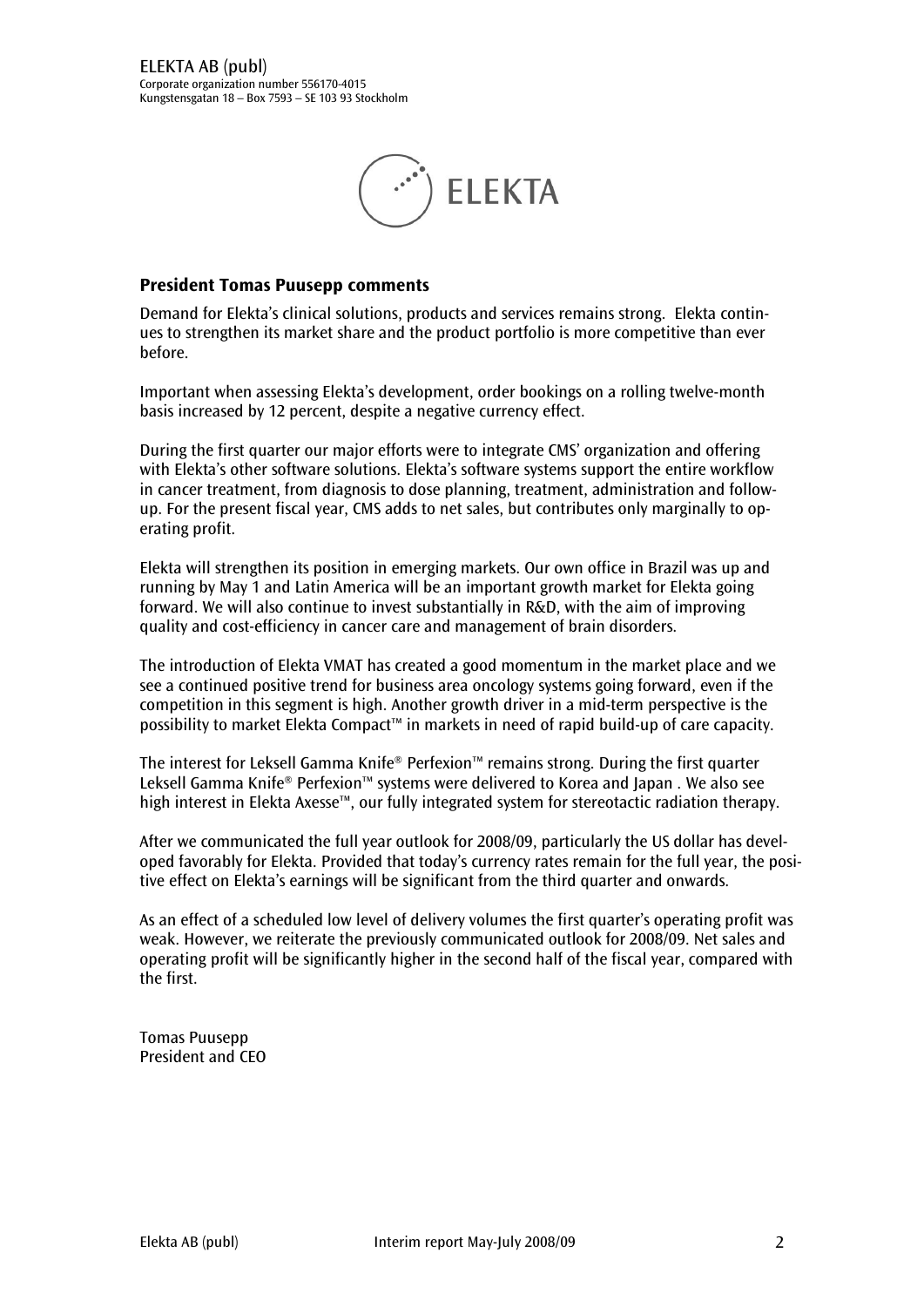ELEKTA AB (publ)
Corporate organization number 556170-4015
Kungstensgatan 18 – Box 7593 – SE 103 93 Stockholm

ELEKTA

## President Tomas Puusepp comments

Demand for Elekta's clinical solutions, products and services remains strong. Elekta continues to strengthen its market share and the product portfolio is more competitive than ever before.

Important when assessing Elekta's development, order bookings on a rolling twelve-month basis increased by 12 percent, despite a negative currency effect.

During the first quarter our major efforts were to integrate CMS' organization and offering with Elekta's other software solutions. Elekta's software systems support the entire workflow in cancer treatment, from diagnosis to dose planning, treatment, administration and follow-up. For the present fiscal year, CMS adds to net sales, but contributes only marginally to operating profit.

Elekta will strengthen its position in emerging markets. Our own office in Brazil was up and running by May 1 and Latin America will be an important growth market for Elekta going forward. We will also continue to invest substantially in R&D, with the aim of improving quality and cost-efficiency in cancer care and management of brain disorders.

The introduction of Elekta VMAT has created a good momentum in the market place and we see a continued positive trend for business area oncology systems going forward, even if the competition in this segment is high. Another growth driver in a mid-term perspective is the possibility to market Elekta Compact™ in markets in need of rapid build-up of care capacity.

The interest for Leksell Gamma Knife® Perfexion™ remains strong. During the first quarter Leksell Gamma Knife® Perfexion™ systems were delivered to Korea and Japan . We also see high interest in Elekta Axesse™, our fully integrated system for stereotactic radiation therapy.

After we communicated the full year outlook for 2008/09, particularly the US dollar has developed favorably for Elekta. Provided that today's currency rates remain for the full year, the positive effect on Elekta's earnings will be significant from the third quarter and onwards.

As an effect of a scheduled low level of delivery volumes the first quarter's operating profit was weak. However, we reiterate the previously communicated outlook for 2008/09. Net sales and operating profit will be significantly higher in the second half of the fiscal year, compared with the first.

Tomas Puusepp
President and CEO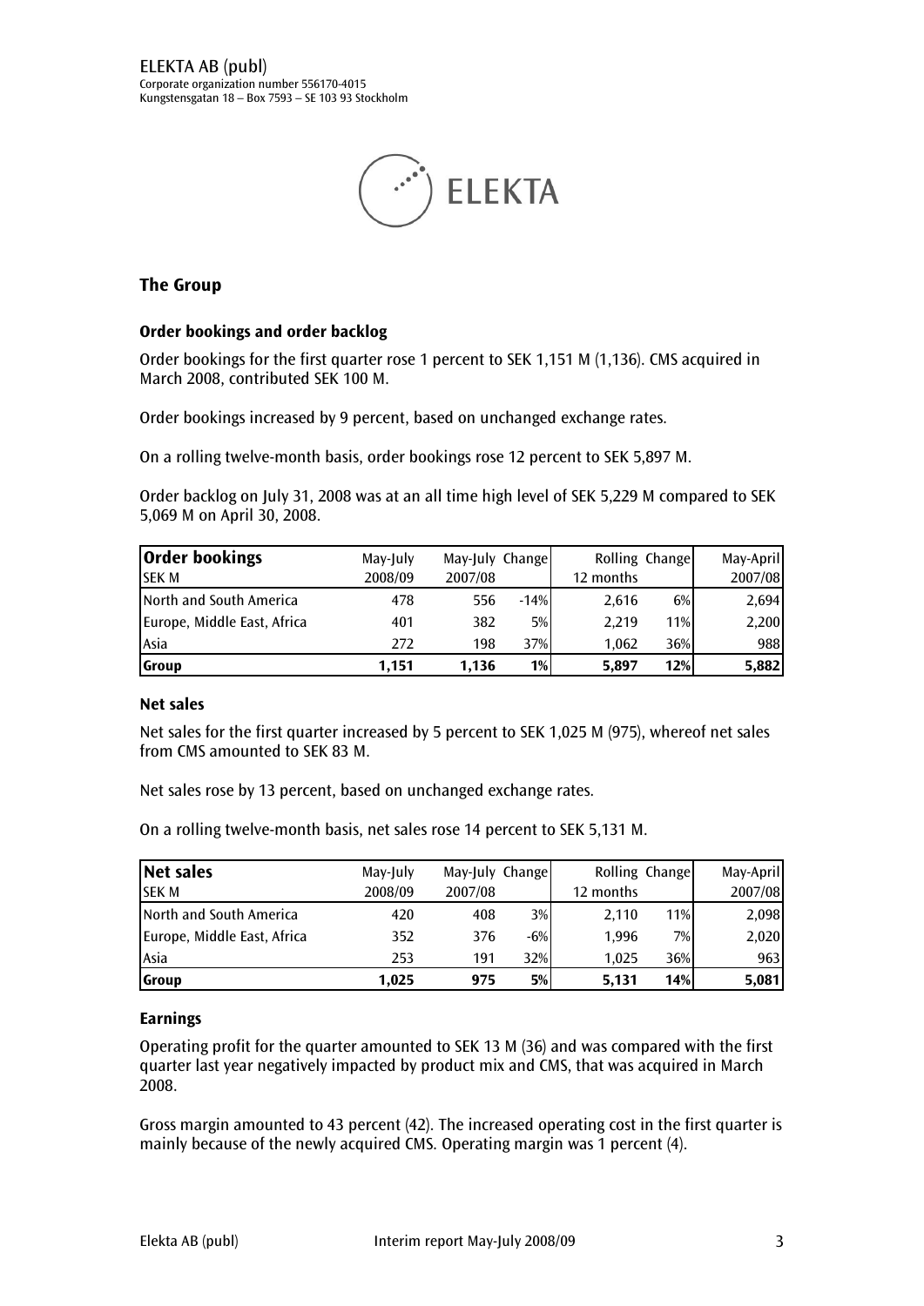ELEKTA AB (publ)
Corporate organization number 556170-4015
Kungstensgatan 18 – Box 7593 – SE 103 93 Stockholm

## The Group

### Order bookings and order backlog

Order bookings for the first quarter rose 1 percent to SEK 1,151 M (1,136). CMS acquired in March 2008, contributed SEK 100 M.

Order bookings increased by 9 percent, based on unchanged exchange rates.

On a rolling twelve-month basis, order bookings rose 12 percent to SEK 5,897 M.

Order backlog on July 31, 2008 was at an all time high level of SEK 5,229 M compared to SEK 5,069 M on April 30, 2008.

| **Order bookings** SEK M | May-July 2008/09 | May-July 2007/08 | Change | Rolling 12 months | Change | May-April 2007/08 |
|---|---|---|---|---|---|---|
| North and South America | 478 | 556 | -14% | 2,616 | 6% | 2,694 |
| Europe, Middle East, Africa | 401 | 382 | 5% | 2,219 | 11% | 2,200 |
| Asia | 272 | 198 | 37% | 1,062 | 36% | 988 |
| **Group** | **1,151** | **1,136** | **1%** | **5,897** | **12%** | **5,882** |

### Net sales

Net sales for the first quarter increased by 5 percent to SEK 1,025 M (975), whereof net sales from CMS amounted to SEK 83 M.

Net sales rose by 13 percent, based on unchanged exchange rates.

On a rolling twelve-month basis, net sales rose 14 percent to SEK 5,131 M.

| **Net sales** SEK M | May-July 2008/09 | May-July 2007/08 | Change | Rolling 12 months | Change | May-April 2007/08 |
|---|---|---|---|---|---|---|
| North and South America | 420 | 408 | 3% | 2,110 | 11% | 2,098 |
| Europe, Middle East, Africa | 352 | 376 | -6% | 1,996 | 7% | 2,020 |
| Asia | 253 | 191 | 32% | 1,025 | 36% | 963 |
| **Group** | **1,025** | **975** | **5%** | **5,131** | **14%** | **5,081** |

### Earnings

Operating profit for the quarter amounted to SEK 13 M (36) and was compared with the first quarter last year negatively impacted by product mix and CMS, that was acquired in March 2008.

Gross margin amounted to 43 percent (42). The increased operating cost in the first quarter is mainly because of the newly acquired CMS. Operating margin was 1 percent (4).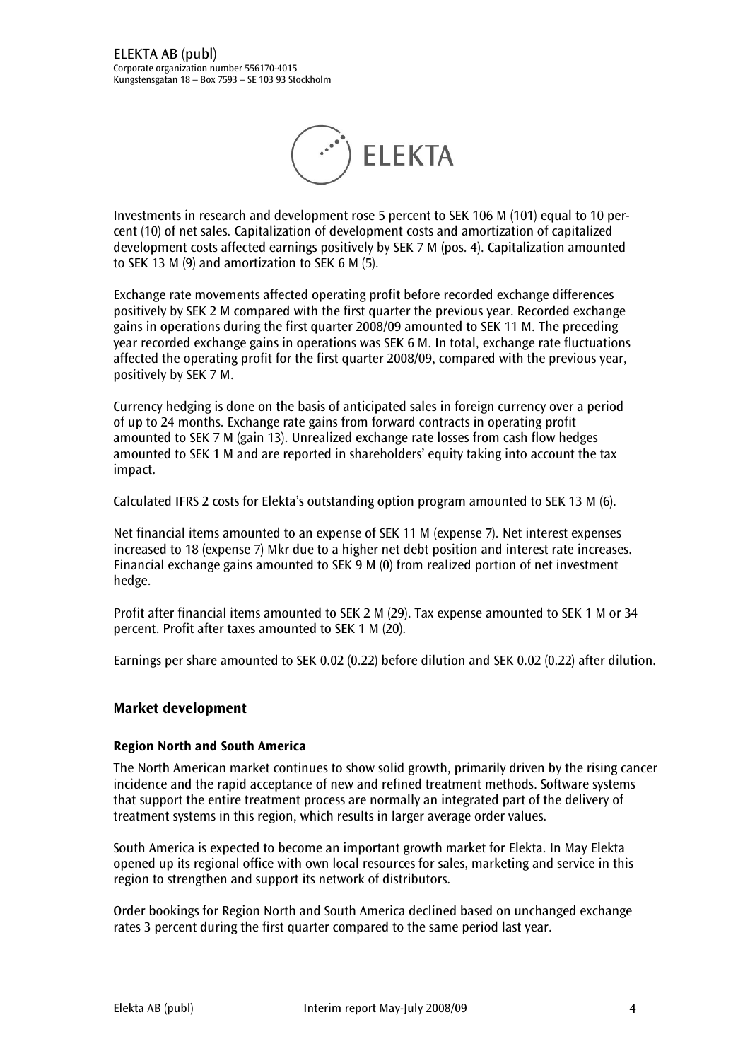Investments in research and development rose 5 percent to SEK 106 M (101) equal to 10 percent (10) of net sales. Capitalization of development costs and amortization of capitalized development costs affected earnings positively by SEK 7 M (pos. 4). Capitalization amounted to SEK 13 M (9) and amortization to SEK 6 M (5).

Exchange rate movements affected operating profit before recorded exchange differences positively by SEK 2 M compared with the first quarter the previous year. Recorded exchange gains in operations during the first quarter 2008/09 amounted to SEK 11 M. The preceding year recorded exchange gains in operations was SEK 6 M. In total, exchange rate fluctuations affected the operating profit for the first quarter 2008/09, compared with the previous year, positively by SEK 7 M.

Currency hedging is done on the basis of anticipated sales in foreign currency over a period of up to 24 months. Exchange rate gains from forward contracts in operating profit amounted to SEK 7 M (gain 13). Unrealized exchange rate losses from cash flow hedges amounted to SEK 1 M and are reported in shareholders' equity taking into account the tax impact.

Calculated IFRS 2 costs for Elekta's outstanding option program amounted to SEK 13 M (6).

Net financial items amounted to an expense of SEK 11 M (expense 7). Net interest expenses increased to 18 (expense 7) Mkr due to a higher net debt position and interest rate increases. Financial exchange gains amounted to SEK 9 M (0) from realized portion of net investment hedge.

Profit after financial items amounted to SEK 2 M (29). Tax expense amounted to SEK 1 M or 34 percent. Profit after taxes amounted to SEK 1 M (20).

Earnings per share amounted to SEK 0.02 (0.22) before dilution and SEK 0.02 (0.22) after dilution.

## Market development

### Region North and South America

The North American market continues to show solid growth, primarily driven by the rising cancer incidence and the rapid acceptance of new and refined treatment methods. Software systems that support the entire treatment process are normally an integrated part of the delivery of treatment systems in this region, which results in larger average order values.

South America is expected to become an important growth market for Elekta. In May Elekta opened up its regional office with own local resources for sales, marketing and service in this region to strengthen and support its network of distributors.

Order bookings for Region North and South America declined based on unchanged exchange rates 3 percent during the first quarter compared to the same period last year.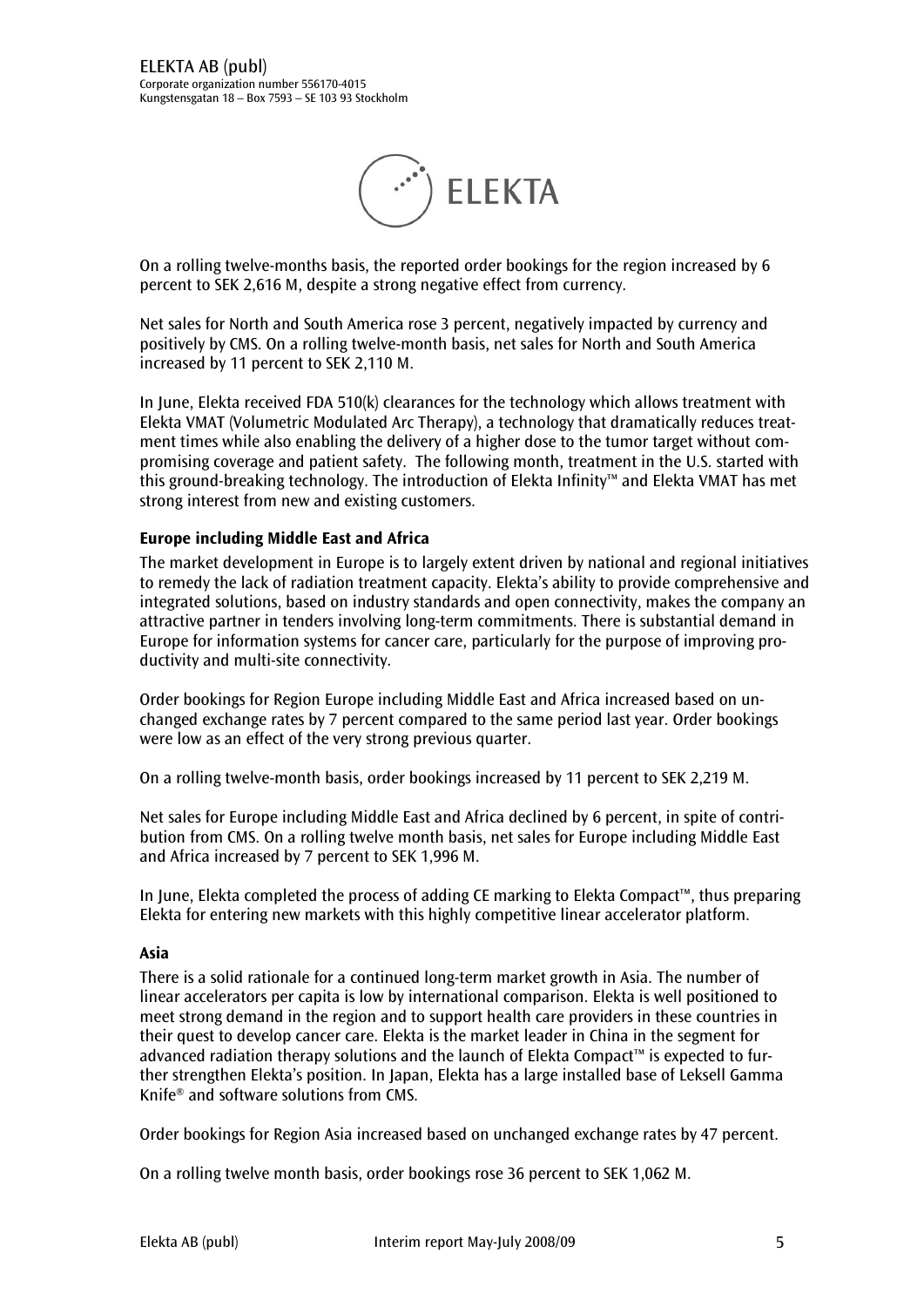On a rolling twelve-months basis, the reported order bookings for the region increased by 6 percent to SEK 2,616 M, despite a strong negative effect from currency.

Net sales for North and South America rose 3 percent, negatively impacted by currency and positively by CMS. On a rolling twelve-month basis, net sales for North and South America increased by 11 percent to SEK 2,110 M.

In June, Elekta received FDA 510(k) clearances for the technology which allows treatment with Elekta VMAT (Volumetric Modulated Arc Therapy), a technology that dramatically reduces treatment times while also enabling the delivery of a higher dose to the tumor target without compromising coverage and patient safety. The following month, treatment in the U.S. started with this ground-breaking technology. The introduction of Elekta Infinity™ and Elekta VMAT has met strong interest from new and existing customers.

**Europe including Middle East and Africa**

The market development in Europe is to largely extent driven by national and regional initiatives to remedy the lack of radiation treatment capacity. Elekta's ability to provide comprehensive and integrated solutions, based on industry standards and open connectivity, makes the company an attractive partner in tenders involving long-term commitments. There is substantial demand in Europe for information systems for cancer care, particularly for the purpose of improving productivity and multi-site connectivity.

Order bookings for Region Europe including Middle East and Africa increased based on unchanged exchange rates by 7 percent compared to the same period last year. Order bookings were low as an effect of the very strong previous quarter.

On a rolling twelve-month basis, order bookings increased by 11 percent to SEK 2,219 M.

Net sales for Europe including Middle East and Africa declined by 6 percent, in spite of contribution from CMS. On a rolling twelve month basis, net sales for Europe including Middle East and Africa increased by 7 percent to SEK 1,996 M.

In June, Elekta completed the process of adding CE marking to Elekta Compact™, thus preparing Elekta for entering new markets with this highly competitive linear accelerator platform.

**Asia**

There is a solid rationale for a continued long-term market growth in Asia. The number of linear accelerators per capita is low by international comparison. Elekta is well positioned to meet strong demand in the region and to support health care providers in these countries in their quest to develop cancer care. Elekta is the market leader in China in the segment for advanced radiation therapy solutions and the launch of Elekta Compact™ is expected to further strengthen Elekta's position. In Japan, Elekta has a large installed base of Leksell Gamma Knife® and software solutions from CMS.

Order bookings for Region Asia increased based on unchanged exchange rates by 47 percent.

On a rolling twelve month basis, order bookings rose 36 percent to SEK 1,062 M.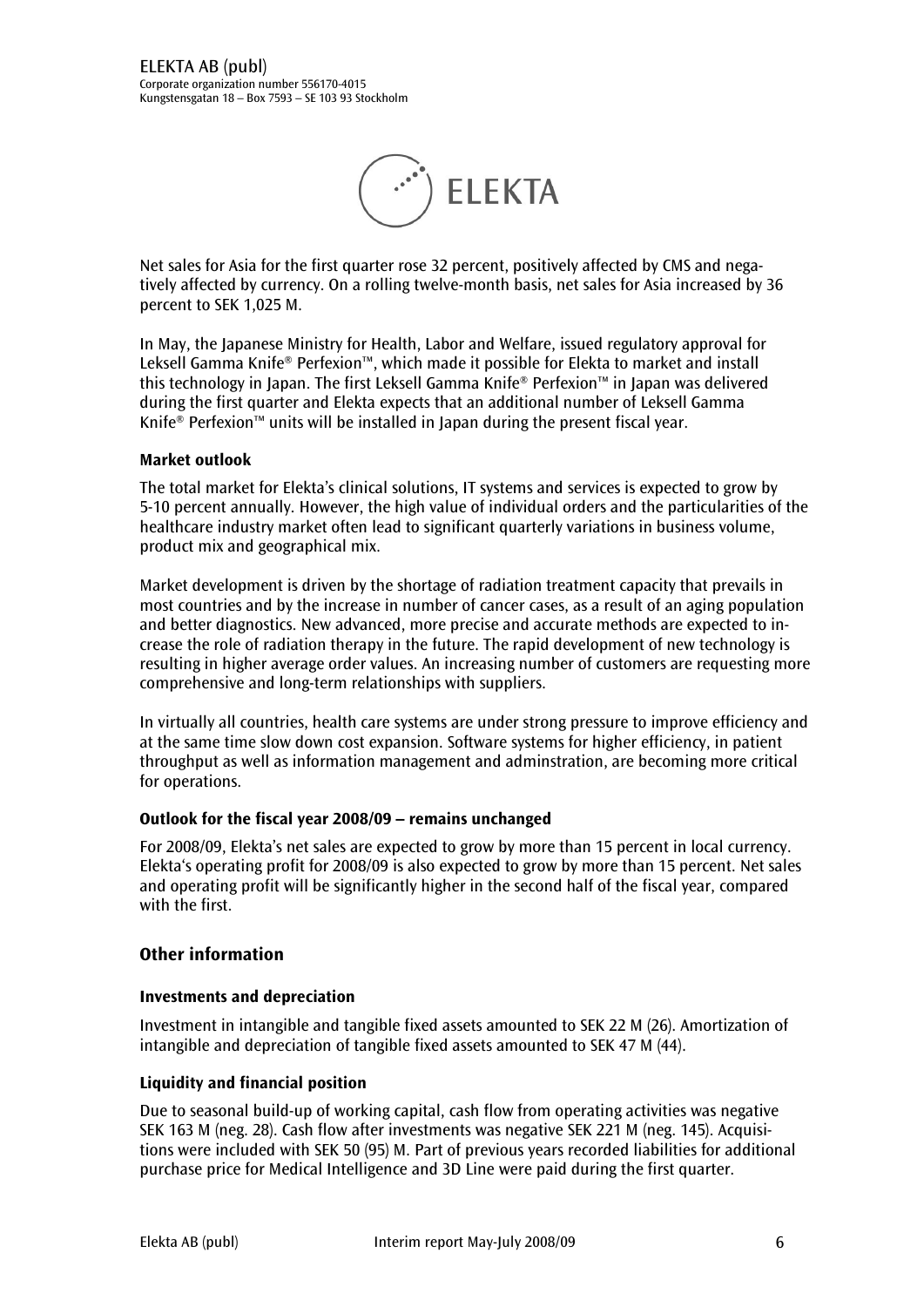Net sales for Asia for the first quarter rose 32 percent, positively affected by CMS and negatively affected by currency. On a rolling twelve-month basis, net sales for Asia increased by 36 percent to SEK 1,025 M.

In May, the Japanese Ministry for Health, Labor and Welfare, issued regulatory approval for Leksell Gamma Knife® Perfexion™, which made it possible for Elekta to market and install this technology in Japan. The first Leksell Gamma Knife® Perfexion™ in Japan was delivered during the first quarter and Elekta expects that an additional number of Leksell Gamma Knife® Perfexion™ units will be installed in Japan during the present fiscal year.

### Market outlook

The total market for Elekta's clinical solutions, IT systems and services is expected to grow by 5-10 percent annually. However, the high value of individual orders and the particularities of the healthcare industry market often lead to significant quarterly variations in business volume, product mix and geographical mix.

Market development is driven by the shortage of radiation treatment capacity that prevails in most countries and by the increase in number of cancer cases, as a result of an aging population and better diagnostics. New advanced, more precise and accurate methods are expected to increase the role of radiation therapy in the future. The rapid development of new technology is resulting in higher average order values. An increasing number of customers are requesting more comprehensive and long-term relationships with suppliers.

In virtually all countries, health care systems are under strong pressure to improve efficiency and at the same time slow down cost expansion. Software systems for higher efficiency, in patient throughput as well as information management and adminstration, are becoming more critical for operations.

### Outlook for the fiscal year 2008/09 – remains unchanged

For 2008/09, Elekta's net sales are expected to grow by more than 15 percent in local currency. Elekta's operating profit for 2008/09 is also expected to grow by more than 15 percent. Net sales and operating profit will be significantly higher in the second half of the fiscal year, compared with the first.

## Other information

### Investments and depreciation

Investment in intangible and tangible fixed assets amounted to SEK 22 M (26). Amortization of intangible and depreciation of tangible fixed assets amounted to SEK 47 M (44).

### Liquidity and financial position

Due to seasonal build-up of working capital, cash flow from operating activities was negative SEK 163 M (neg. 28). Cash flow after investments was negative SEK 221 M (neg. 145). Acquisitions were included with SEK 50 (95) M. Part of previous years recorded liabilities for additional purchase price for Medical Intelligence and 3D Line were paid during the first quarter.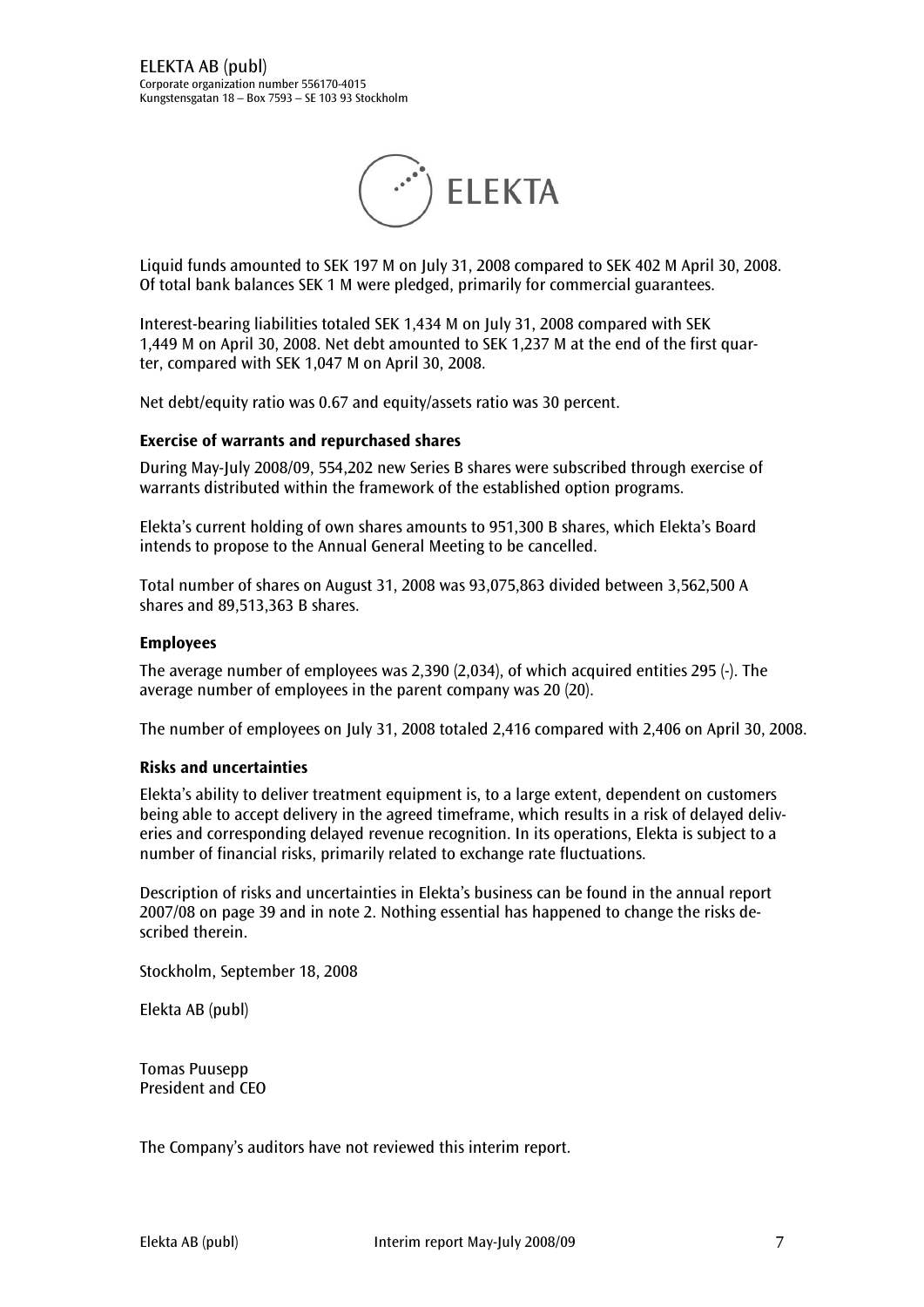Liquid funds amounted to SEK 197 M on July 31, 2008 compared to SEK 402 M April 30, 2008. Of total bank balances SEK 1 M were pledged, primarily for commercial guarantees.

Interest-bearing liabilities totaled SEK 1,434 M on July 31, 2008 compared with SEK 1,449 M on April 30, 2008. Net debt amounted to SEK 1,237 M at the end of the first quarter, compared with SEK 1,047 M on April 30, 2008.

Net debt/equity ratio was 0.67 and equity/assets ratio was 30 percent.

**Exercise of warrants and repurchased shares**

During May-July 2008/09, 554,202 new Series B shares were subscribed through exercise of warrants distributed within the framework of the established option programs.

Elekta's current holding of own shares amounts to 951,300 B shares, which Elekta's Board intends to propose to the Annual General Meeting to be cancelled.

Total number of shares on August 31, 2008 was 93,075,863 divided between 3,562,500 A shares and 89,513,363 B shares.

**Employees**

The average number of employees was 2,390 (2,034), of which acquired entities 295 (-). The average number of employees in the parent company was 20 (20).

The number of employees on July 31, 2008 totaled 2,416 compared with 2,406 on April 30, 2008.

**Risks and uncertainties**

Elekta's ability to deliver treatment equipment is, to a large extent, dependent on customers being able to accept delivery in the agreed timeframe, which results in a risk of delayed deliveries and corresponding delayed revenue recognition. In its operations, Elekta is subject to a number of financial risks, primarily related to exchange rate fluctuations.

Description of risks and uncertainties in Elekta's business can be found in the annual report 2007/08 on page 39 and in note 2. Nothing essential has happened to change the risks described therein.

Stockholm, September 18, 2008

Elekta AB (publ)

Tomas Puusepp
President and CEO

The Company's auditors have not reviewed this interim report.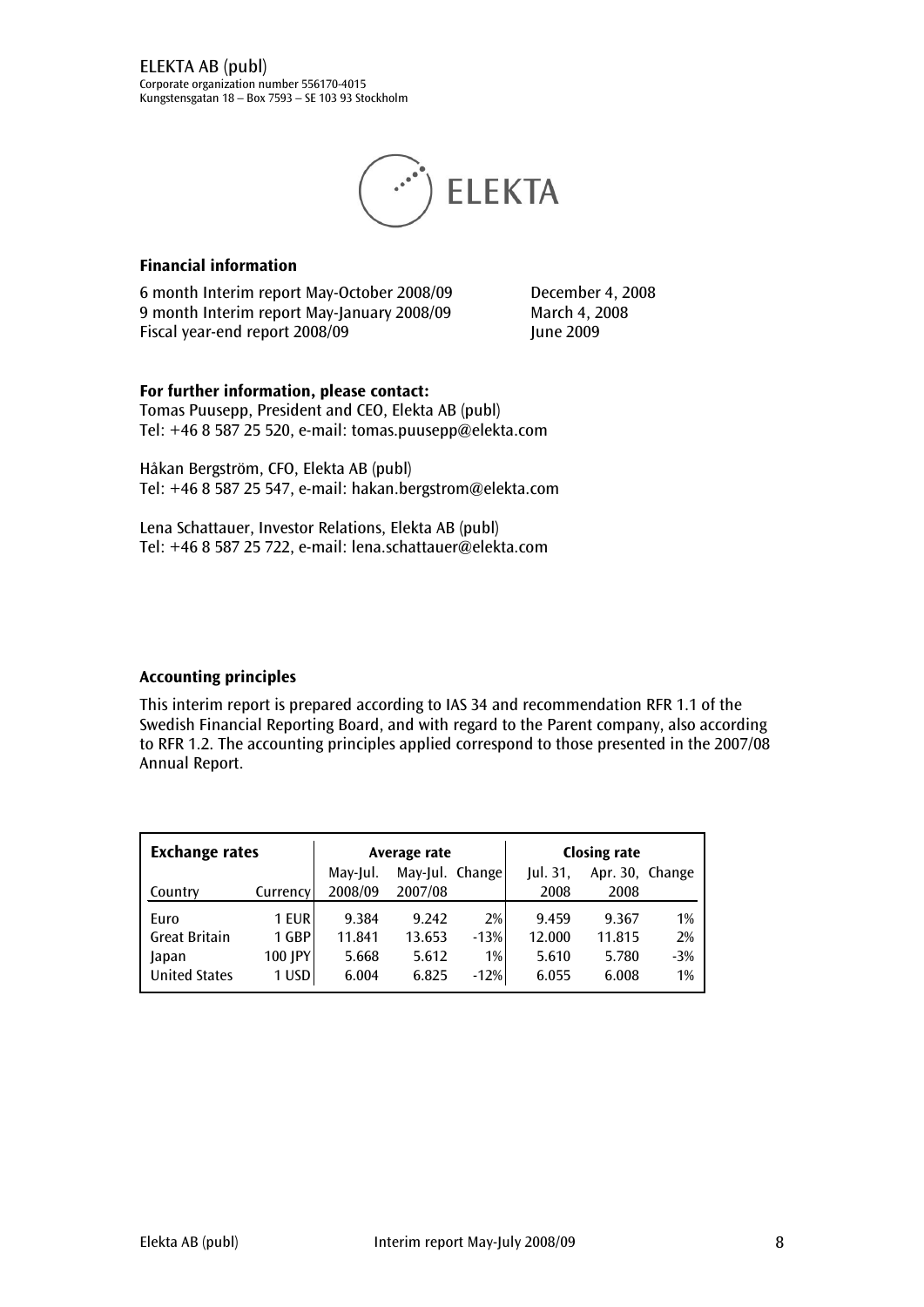ELEKTA AB (publ)
Corporate organization number 556170-4015
Kungstensgatan 18 – Box 7593 – SE 103 93 Stockholm

ELEKTA

**Financial information**

6 month Interim report May-October 2008/09 December 4, 2008
9 month Interim report May-January 2008/09 March 4, 2008
Fiscal year-end report 2008/09 June 2009

**For further information, please contact:**
Tomas Puusepp, President and CEO, Elekta AB (publ)
Tel: +46 8 587 25 520, e-mail: tomas.puusepp@elekta.com

Håkan Bergström, CFO, Elekta AB (publ)
Tel: +46 8 587 25 547, e-mail: hakan.bergstrom@elekta.com

Lena Schattauer, Investor Relations, Elekta AB (publ)
Tel: +46 8 587 25 722, e-mail: lena.schattauer@elekta.com

**Accounting principles**

This interim report is prepared according to IAS 34 and recommendation RFR 1.1 of the Swedish Financial Reporting Board, and with regard to the Parent company, also according to RFR 1.2. The accounting principles applied correspond to those presented in the 2007/08 Annual Report.

| **Exchange rates** | | Average rate | | | Closing rate | | |
|---|---|---|---|---|---|---|---|
| Country | Currency | May-Jul. 2008/09 | May-Jul. 2007/08 | Change | Jul. 31, 2008 | Apr. 30, 2008 | Change |
| Euro | 1 EUR | 9.384 | 9.242 | 2% | 9.459 | 9.367 | 1% |
| Great Britain | 1 GBP | 11.841 | 13.653 | -13% | 12.000 | 11.815 | 2% |
| Japan | 100 JPY | 5.668 | 5.612 | 1% | 5.610 | 5.780 | -3% |
| United States | 1 USD | 6.004 | 6.825 | -12% | 6.055 | 6.008 | 1% |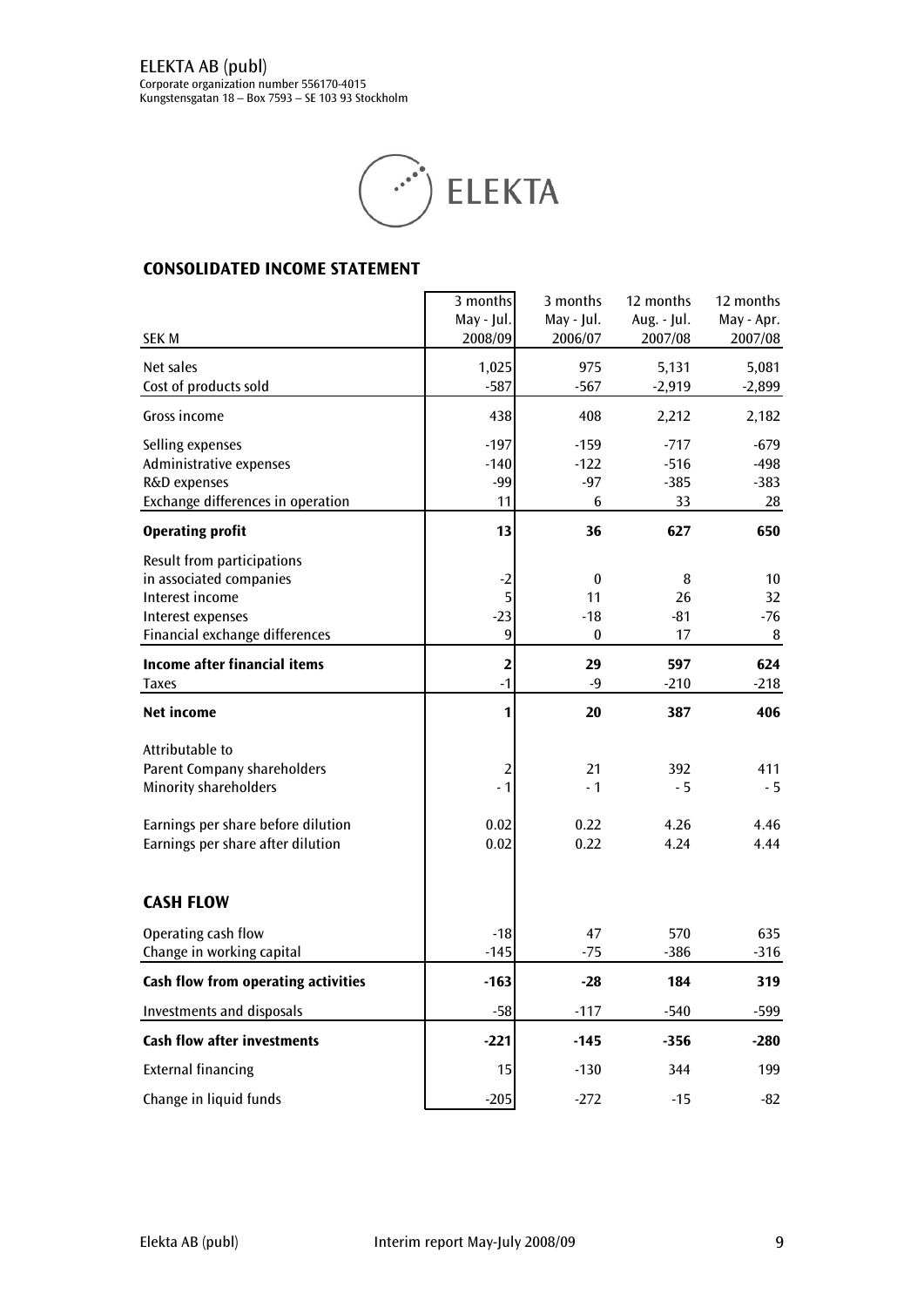ELEKTA AB (publ)
Corporate organization number 556170-4015
Kungstensgatan 18 – Box 7593 – SE 103 93 Stockholm

ELEKTA

## CONSOLIDATED INCOME STATEMENT

| SEK M | 3 months May - Jul. 2008/09 | 3 months May - Jul. 2006/07 | 12 months Aug. - Jul. 2007/08 | 12 months May - Apr. 2007/08 |
|---|---|---|---|---|
| Net sales | 1,025 | 975 | 5,131 | 5,081 |
| Cost of products sold | -587 | -567 | -2,919 | -2,899 |
| Gross income | 438 | 408 | 2,212 | 2,182 |
| Selling expenses | -197 | -159 | -717 | -679 |
| Administrative expenses | -140 | -122 | -516 | -498 |
| R&D expenses | -99 | -97 | -385 | -383 |
| Exchange differences in operation | 11 | 6 | 33 | 28 |
| **Operating profit** | **13** | **36** | **627** | **650** |
| Result from participations in associated companies | -2 | 0 | 8 | 10 |
| Interest income | 5 | 11 | 26 | 32 |
| Interest expenses | -23 | -18 | -81 | -76 |
| Financial exchange differences | 9 | 0 | 17 | 8 |
| **Income after financial items** | **2** | **29** | **597** | **624** |
| Taxes | -1 | -9 | -210 | -218 |
| **Net income** | **1** | **20** | **387** | **406** |
| Attributable to | | | | |
| Parent Company shareholders | 2 | 21 | 392 | 411 |
| Minority shareholders | - 1 | - 1 | - 5 | - 5 |
| Earnings per share before dilution | 0.02 | 0.22 | 4.26 | 4.46 |
| Earnings per share after dilution | 0.02 | 0.22 | 4.24 | 4.44 |

## CASH FLOW

| | 3 months May - Jul. 2008/09 | 3 months May - Jul. 2006/07 | 12 months Aug. - Jul. 2007/08 | 12 months May - Apr. 2007/08 |
|---|---|---|---|---|
| Operating cash flow | -18 | 47 | 570 | 635 |
| Change in working capital | -145 | -75 | -386 | -316 |
| **Cash flow from operating activities** | **-163** | **-28** | **184** | **319** |
| Investments and disposals | -58 | -117 | -540 | -599 |
| **Cash flow after investments** | **-221** | **-145** | **-356** | **-280** |
| External financing | 15 | -130 | 344 | 199 |
| Change in liquid funds | -205 | -272 | -15 | -82 |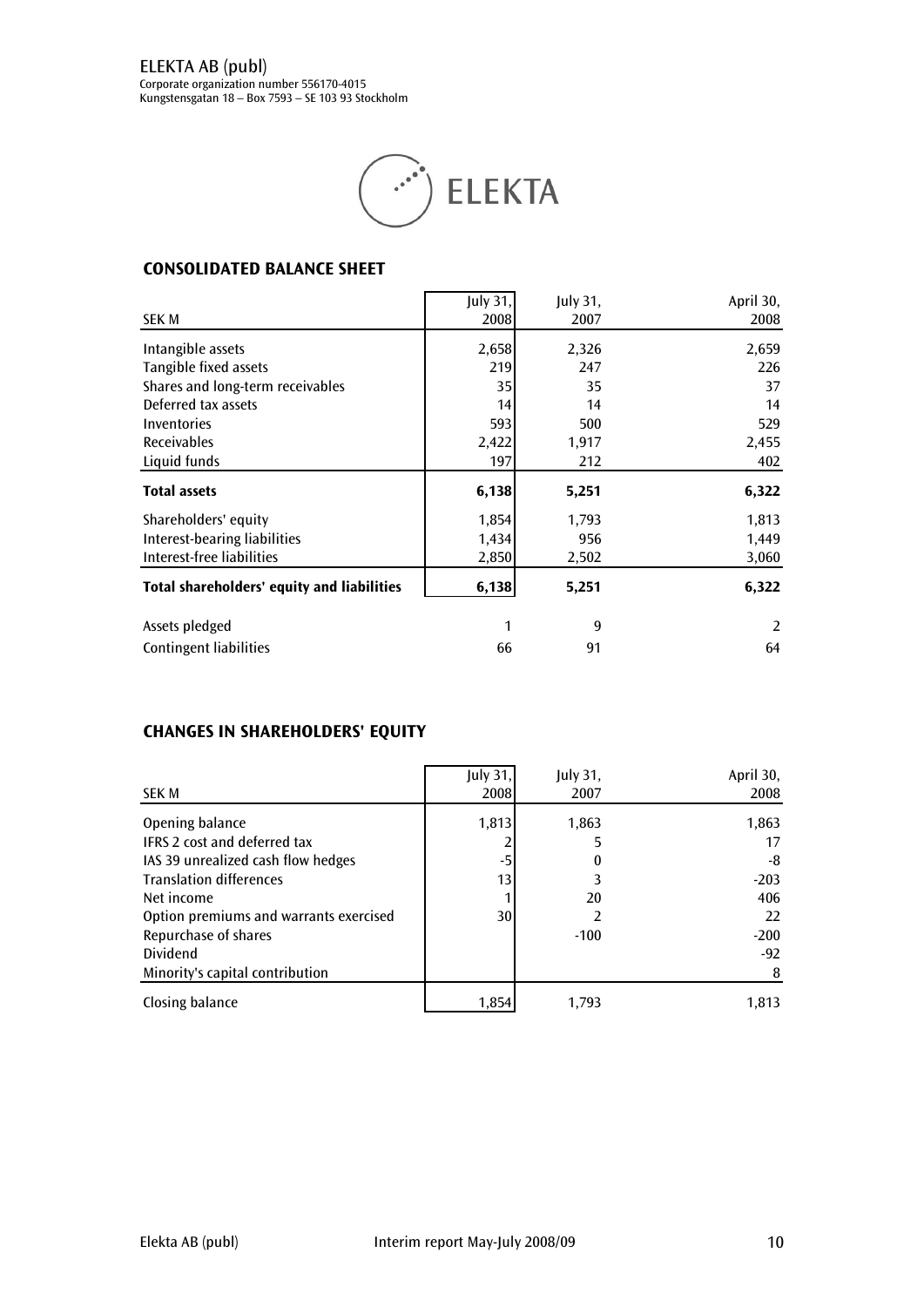ELEKTA AB (publ)
Corporate organization number 556170-4015
Kungstensgatan 18 – Box 7593 – SE 103 93 Stockholm

## CONSOLIDATED BALANCE SHEET

| SEK M | July 31, 2008 | July 31, 2007 | April 30, 2008 |
|---|---|---|---|
| Intangible assets | 2,658 | 2,326 | 2,659 |
| Tangible fixed assets | 219 | 247 | 226 |
| Shares and long-term receivables | 35 | 35 | 37 |
| Deferred tax assets | 14 | 14 | 14 |
| Inventories | 593 | 500 | 529 |
| Receivables | 2,422 | 1,917 | 2,455 |
| Liquid funds | 197 | 212 | 402 |
| **Total assets** | **6,138** | **5,251** | **6,322** |
| Shareholders' equity | 1,854 | 1,793 | 1,813 |
| Interest-bearing liabilities | 1,434 | 956 | 1,449 |
| Interest-free liabilities | 2,850 | 2,502 | 3,060 |
| **Total shareholders' equity and liabilities** | **6,138** | **5,251** | **6,322** |
| Assets pledged | 1 | 9 | 2 |
| Contingent liabilities | 66 | 91 | 64 |

## CHANGES IN SHAREHOLDERS' EQUITY

| SEK M | July 31, 2008 | July 31, 2007 | April 30, 2008 |
|---|---|---|---|
| Opening balance | 1,813 | 1,863 | 1,863 |
| IFRS 2 cost and deferred tax | 2 | 5 | 17 |
| IAS 39 unrealized cash flow hedges | -5 | 0 | -8 |
| Translation differences | 13 | 3 | -203 |
| Net income | 1 | 20 | 406 |
| Option premiums and warrants exercised | 30 | 2 | 22 |
| Repurchase of shares | | -100 | -200 |
| Dividend | | | -92 |
| Minority's capital contribution | | | 8 |
| Closing balance | 1,854 | 1,793 | 1,813 |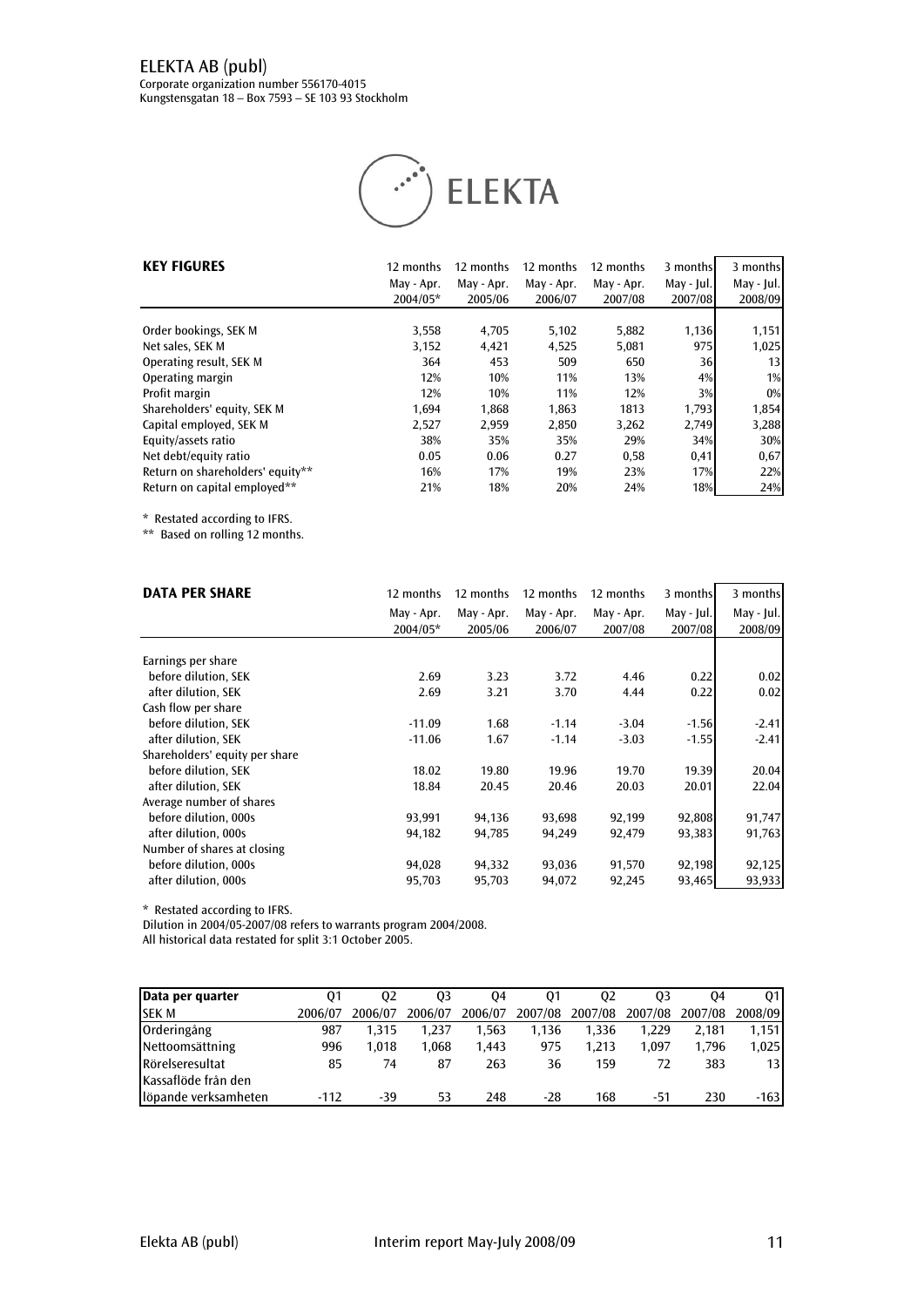ELEKTA AB (publ)
Corporate organization number 556170-4015
Kungstensgatan 18 – Box 7593 – SE 103 93 Stockholm

| **KEY FIGURES** | 12 months May - Apr. 2004/05* | 12 months May - Apr. 2005/06 | 12 months May - Apr. 2006/07 | 12 months May - Apr. 2007/08 | 3 months May - Jul. 2007/08 | 3 months May - Jul. 2008/09 |
|---|---|---|---|---|---|---|
| Order bookings, SEK M | 3,558 | 4,705 | 5,102 | 5,882 | 1,136 | 1,151 |
| Net sales, SEK M | 3,152 | 4,421 | 4,525 | 5,081 | 975 | 1,025 |
| Operating result, SEK M | 364 | 453 | 509 | 650 | 36 | 13 |
| Operating margin | 12% | 10% | 11% | 13% | 4% | 1% |
| Profit margin | 12% | 10% | 11% | 12% | 3% | 0% |
| Shareholders' equity, SEK M | 1,694 | 1,868 | 1,863 | 1813 | 1,793 | 1,854 |
| Capital employed, SEK M | 2,527 | 2,959 | 2,850 | 3,262 | 2,749 | 3,288 |
| Equity/assets ratio | 38% | 35% | 35% | 29% | 34% | 30% |
| Net debt/equity ratio | 0.05 | 0.06 | 0.27 | 0,58 | 0,41 | 0,67 |
| Return on shareholders' equity** | 16% | 17% | 19% | 23% | 17% | 22% |
| Return on capital employed** | 21% | 18% | 20% | 24% | 18% | 24% |

* Restated according to IFRS.
** Based on rolling 12 months.

| **DATA PER SHARE** | 12 months May - Apr. 2004/05* | 12 months May - Apr. 2005/06 | 12 months May - Apr. 2006/07 | 12 months May - Apr. 2007/08 | 3 months May - Jul. 2007/08 | 3 months May - Jul. 2008/09 |
|---|---|---|---|---|---|---|
| Earnings per share | | | | | | |
| before dilution, SEK | 2.69 | 3.23 | 3.72 | 4.46 | 0.22 | 0.02 |
| after dilution, SEK | 2.69 | 3.21 | 3.70 | 4.44 | 0.22 | 0.02 |
| Cash flow per share | | | | | | |
| before dilution, SEK | -11.09 | 1.68 | -1.14 | -3.04 | -1.56 | -2.41 |
| after dilution, SEK | -11.06 | 1.67 | -1.14 | -3.03 | -1.55 | -2.41 |
| Shareholders' equity per share | | | | | | |
| before dilution, SEK | 18.02 | 19.80 | 19.96 | 19.70 | 19.39 | 20.04 |
| after dilution, SEK | 18.84 | 20.45 | 20.46 | 20.03 | 20.01 | 22.04 |
| Average number of shares | | | | | | |
| before dilution, 000s | 93,991 | 94,136 | 93,698 | 92,199 | 92,808 | 91,747 |
| after dilution, 000s | 94,182 | 94,785 | 94,249 | 92,479 | 93,383 | 91,763 |
| Number of shares at closing | | | | | | |
| before dilution, 000s | 94,028 | 94,332 | 93,036 | 91,570 | 92,198 | 92,125 |
| after dilution, 000s | 95,703 | 95,703 | 94,072 | 92,245 | 93,465 | 93,933 |

* Restated according to IFRS.
Dilution in 2004/05-2007/08 refers to warrants program 2004/2008.
All historical data restated for split 3:1 October 2005.

| **Data per quarter** SEK M | Q1 2006/07 | Q2 2006/07 | Q3 2006/07 | Q4 2006/07 | Q1 2007/08 | Q2 2007/08 | Q3 2007/08 | Q4 2007/08 | Q1 2008/09 |
|---|---|---|---|---|---|---|---|---|---|
| Orderingång | 987 | 1,315 | 1,237 | 1,563 | 1,136 | 1,336 | 1,229 | 2,181 | 1,151 |
| Nettoomsättning | 996 | 1,018 | 1,068 | 1,443 | 975 | 1,213 | 1,097 | 1,796 | 1,025 |
| Rörelseresultat | 85 | 74 | 87 | 263 | 36 | 159 | 72 | 383 | 13 |
| Kassaflöde från den löpande verksamheten | -112 | -39 | 53 | 248 | -28 | 168 | -51 | 230 | -163 |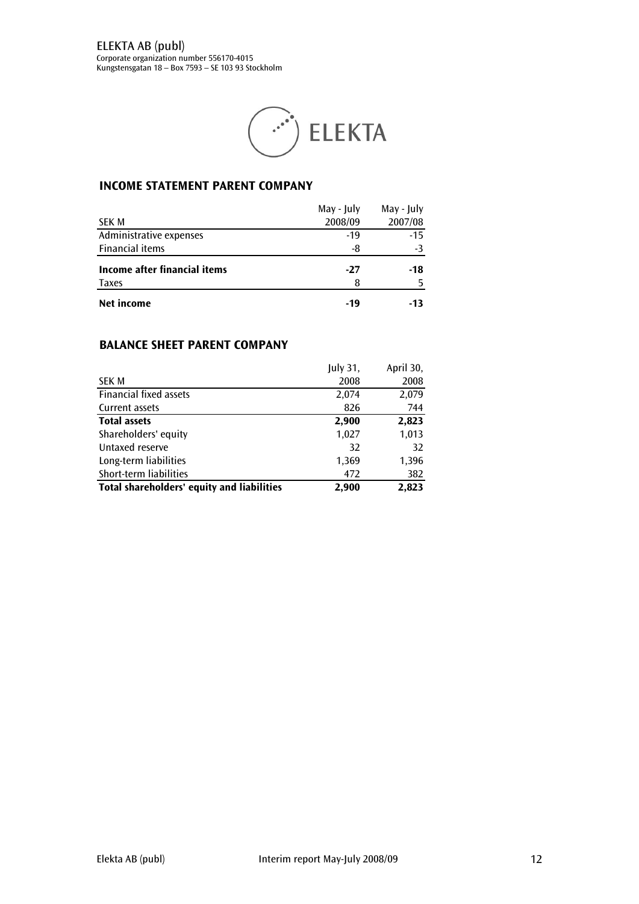ELEKTA AB (publ)
Corporate organization number 556170-4015
Kungstensgatan 18 – Box 7593 – SE 103 93 Stockholm

ELEKTA

## INCOME STATEMENT PARENT COMPANY

| SEK M | May - July 2008/09 | May - July 2007/08 |
|---|---|---|
| Administrative expenses | -19 | -15 |
| Financial items | -8 | -3 |
| **Income after financial items** | **-27** | **-18** |
| Taxes | 8 | 5 |
| **Net income** | **-19** | **-13** |

## BALANCE SHEET PARENT COMPANY

| SEK M | July 31, 2008 | April 30, 2008 |
|---|---|---|
| Financial fixed assets | 2,074 | 2,079 |
| Current assets | 826 | 744 |
| **Total assets** | **2,900** | **2,823** |
| Shareholders' equity | 1,027 | 1,013 |
| Untaxed reserve | 32 | 32 |
| Long-term liabilities | 1,369 | 1,396 |
| Short-term liabilities | 472 | 382 |
| **Total shareholders' equity and liabilities** | **2,900** | **2,823** |